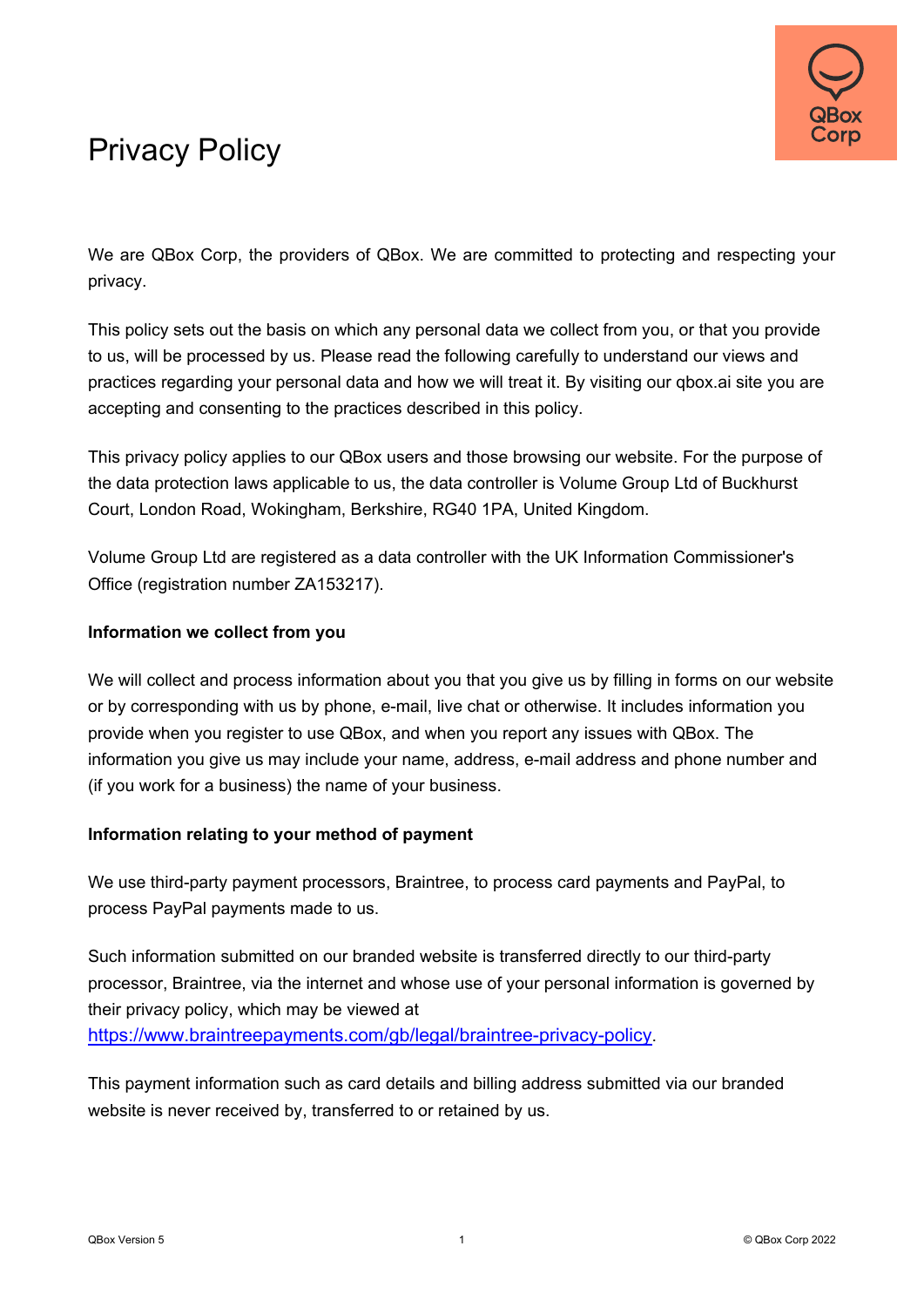# Privacy Policy

We are QBox Corp, the providers of QBox. We are committed to protecting and respecting your privacy.

This policy sets out the basis on which any personal data we collect from you, or that you provide to us, will be processed by us. Please read the following carefully to understand our views and practices regarding your personal data and how we will treat it. By visiting our qbox.ai site you are accepting and consenting to the practices described in this policy.

This privacy policy applies to our QBox users and those browsing our website. For the purpose of the data protection laws applicable to us, the data controller is Volume Group Ltd of Buckhurst Court, London Road, Wokingham, Berkshire, RG40 1PA, United Kingdom.

Volume Group Ltd are registered as a data controller with the UK Information Commissioner's Office (registration number ZA153217).

**Information we collect from you**

We will collect and process information about you that you give us by filling in forms on our website or by corresponding with us by phone, e-mail, live chat or otherwise. It includes information you provide when you register to use QBox, and when you report any issues with QBox. The information you give us may include your name, address, e-mail address and phone number and (if you work for a business) the name of your business.

**Information relating to your method of payment**

We use third-party payment processors, Braintree, to process card payments and PayPal, to process PayPal payments made to us.

Such information submitted on our branded website is transferred directly to our third-party processor, Braintree, via the internet and whose use of your personal information is governed by their privacy policy, which may be viewed at [https://www.braintreepayments.com/gb/legal/braintree-privacy-policy](https://www.braintreepayments.com/gb/legal/braintree-privacy-policy).

This payment information such as card details and billing address submitted via our branded website is never received by, transferred to or retained by us.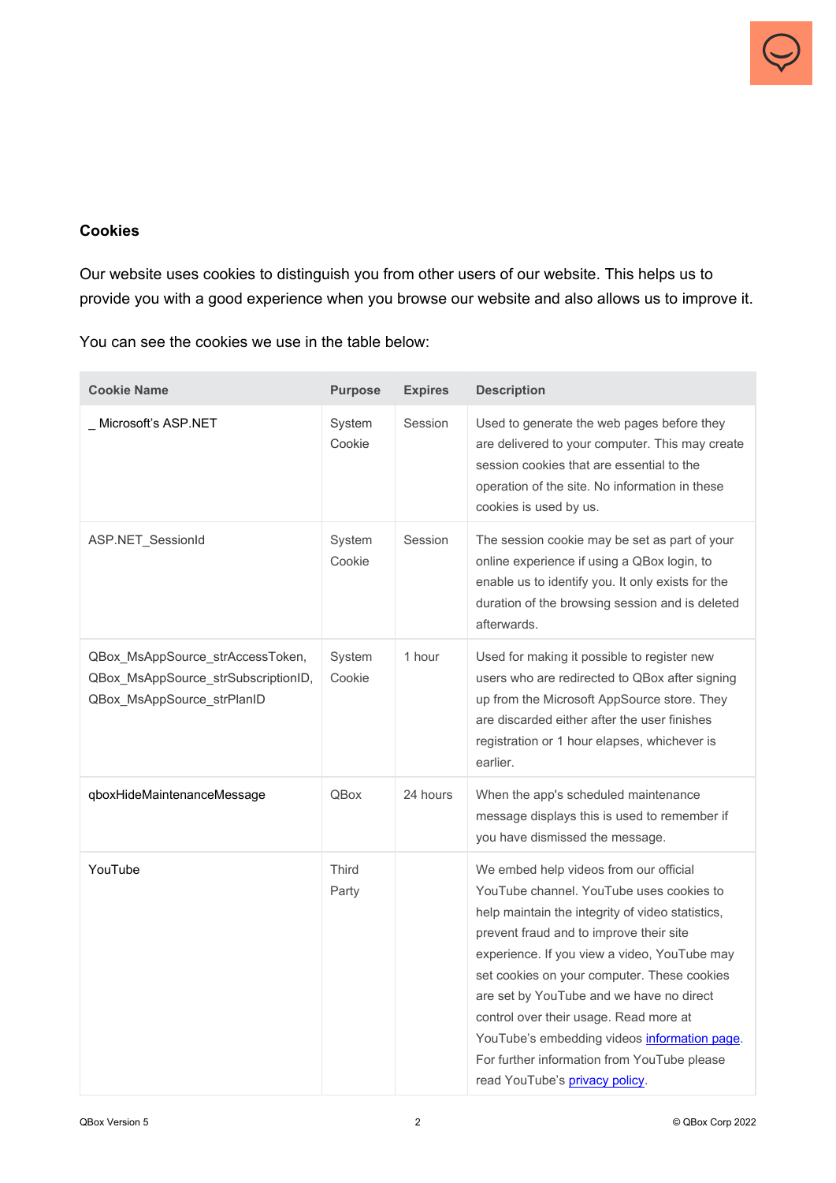## Cookies

Our website uses cookies to distinguish you from other users of our website. This helps us to provide you with a good experience when you browse our website and also allows us to improve it.

You can see the cookies we use in the table below:

| Cookie Name | Purpose | Expires | Description |
|---|---|---|---|
| _ Microsoft's ASP.NET | System Cookie | Session | Used to generate the web pages before they are delivered to your computer. This may create session cookies that are essential to the operation of the site. No information in these cookies is used by us. |
| ASP.NET_SessionId | System Cookie | Session | The session cookie may be set as part of your online experience if using a QBox login, to enable us to identify you. It only exists for the duration of the browsing session and is deleted afterwards. |
| QBox_MsAppSource_strAccessToken, QBox_MsAppSource_strSubscriptionID, QBox_MsAppSource_strPlanID | System Cookie | 1 hour | Used for making it possible to register new users who are redirected to QBox after signing up from the Microsoft AppSource store. They are discarded either after the user finishes registration or 1 hour elapses, whichever is earlier. |
| qboxHideMaintenanceMessage | QBox | 24 hours | When the app's scheduled maintenance message displays this is used to remember if you have dismissed the message. |
| YouTube | Third Party | | We embed help videos from our official YouTube channel. YouTube uses cookies to help maintain the integrity of video statistics, prevent fraud and to improve their site experience. If you view a video, YouTube may set cookies on your computer. These cookies are set by YouTube and we have no direct control over their usage. Read more at YouTube's embedding videos information page. For further information from YouTube please read YouTube's privacy policy. |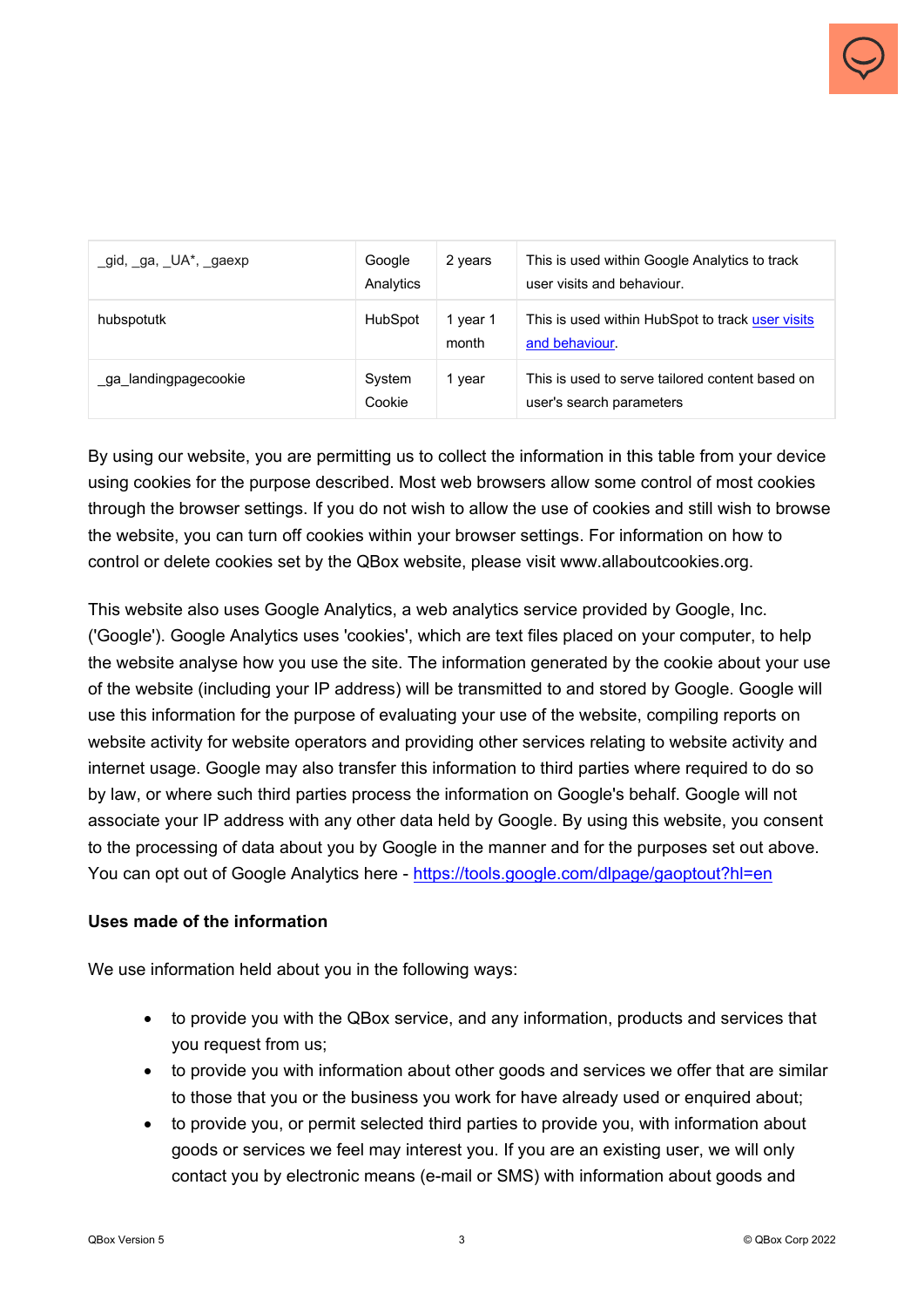| | | | |
|---|---|---|---|
| _gid, _ga, _UA*, _gaexp | Google Analytics | 2 years | This is used within Google Analytics to track user visits and behaviour. |
| hubspotutk | HubSpot | 1 year 1 month | This is used within HubSpot to track user visits and behaviour. |
| _ga_landingpagecookie | System Cookie | 1 year | This is used to serve tailored content based on user's search parameters |

By using our website, you are permitting us to collect the information in this table from your device using cookies for the purpose described. Most web browsers allow some control of most cookies through the browser settings. If you do not wish to allow the use of cookies and still wish to browse the website, you can turn off cookies within your browser settings. For information on how to control or delete cookies set by the QBox website, please visit www.allaboutcookies.org.

This website also uses Google Analytics, a web analytics service provided by Google, Inc. ('Google'). Google Analytics uses 'cookies', which are text files placed on your computer, to help the website analyse how you use the site. The information generated by the cookie about your use of the website (including your IP address) will be transmitted to and stored by Google. Google will use this information for the purpose of evaluating your use of the website, compiling reports on website activity for website operators and providing other services relating to website activity and internet usage. Google may also transfer this information to third parties where required to do so by law, or where such third parties process the information on Google's behalf. Google will not associate your IP address with any other data held by Google. By using this website, you consent to the processing of data about you by Google in the manner and for the purposes set out above. You can opt out of Google Analytics here - https://tools.google.com/dlpage/gaoptout?hl=en

**Uses made of the information**

We use information held about you in the following ways:

- to provide you with the QBox service, and any information, products and services that you request from us;
- to provide you with information about other goods and services we offer that are similar to those that you or the business you work for have already used or enquired about;
- to provide you, or permit selected third parties to provide you, with information about goods or services we feel may interest you. If you are an existing user, we will only contact you by electronic means (e-mail or SMS) with information about goods and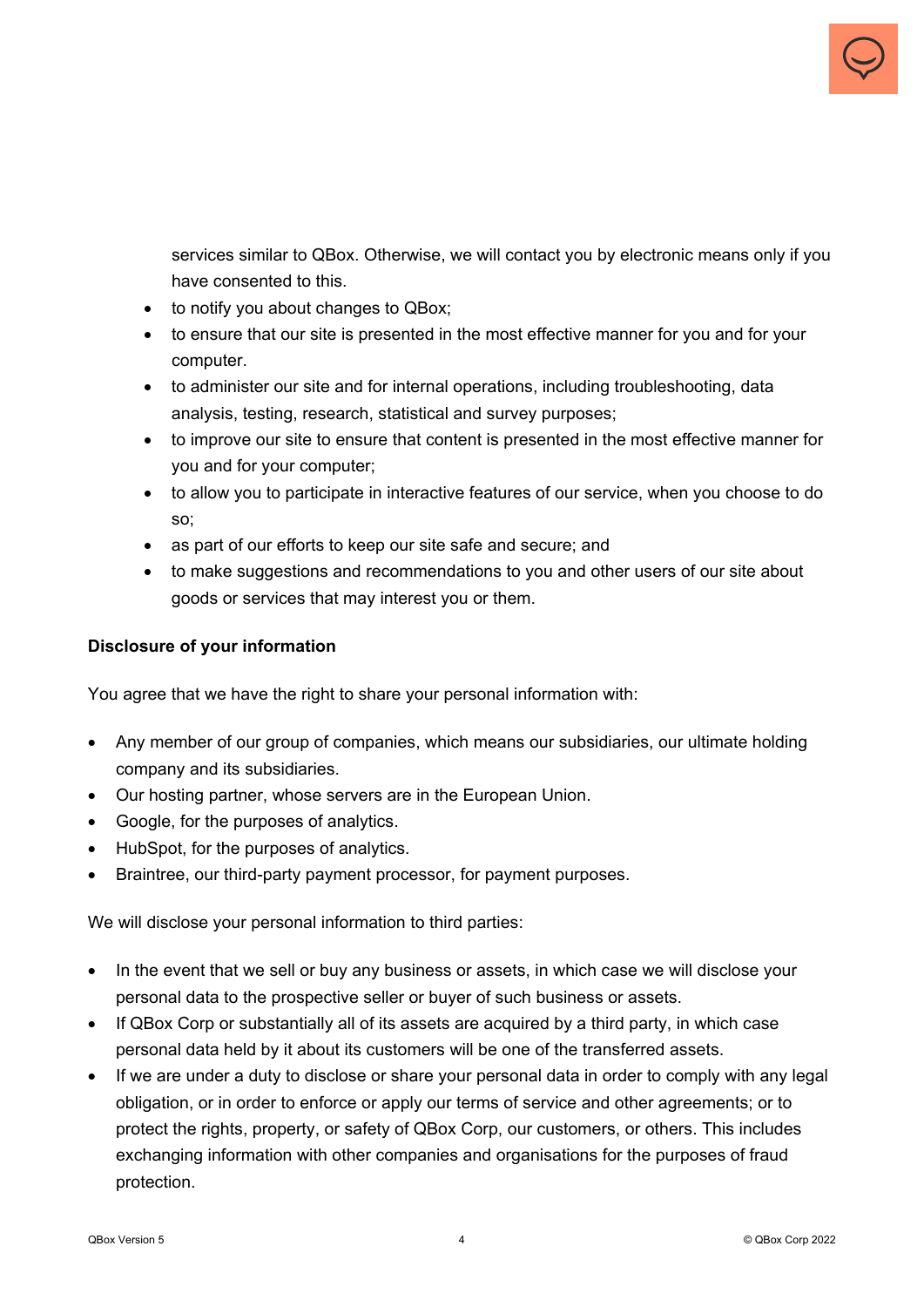services similar to QBox. Otherwise, we will contact you by electronic means only if you have consented to this.

- to notify you about changes to QBox;
- to ensure that our site is presented in the most effective manner for you and for your computer.
- to administer our site and for internal operations, including troubleshooting, data analysis, testing, research, statistical and survey purposes;
- to improve our site to ensure that content is presented in the most effective manner for you and for your computer;
- to allow you to participate in interactive features of our service, when you choose to do so;
- as part of our efforts to keep our site safe and secure; and
- to make suggestions and recommendations to you and other users of our site about goods or services that may interest you or them.

**Disclosure of your information**

You agree that we have the right to share your personal information with:

- Any member of our group of companies, which means our subsidiaries, our ultimate holding company and its subsidiaries.
- Our hosting partner, whose servers are in the European Union.
- Google, for the purposes of analytics.
- HubSpot, for the purposes of analytics.
- Braintree, our third-party payment processor, for payment purposes.

We will disclose your personal information to third parties:

- In the event that we sell or buy any business or assets, in which case we will disclose your personal data to the prospective seller or buyer of such business or assets.
- If QBox Corp or substantially all of its assets are acquired by a third party, in which case personal data held by it about its customers will be one of the transferred assets.
- If we are under a duty to disclose or share your personal data in order to comply with any legal obligation, or in order to enforce or apply our terms of service and other agreements; or to protect the rights, property, or safety of QBox Corp, our customers, or others. This includes exchanging information with other companies and organisations for the purposes of fraud protection.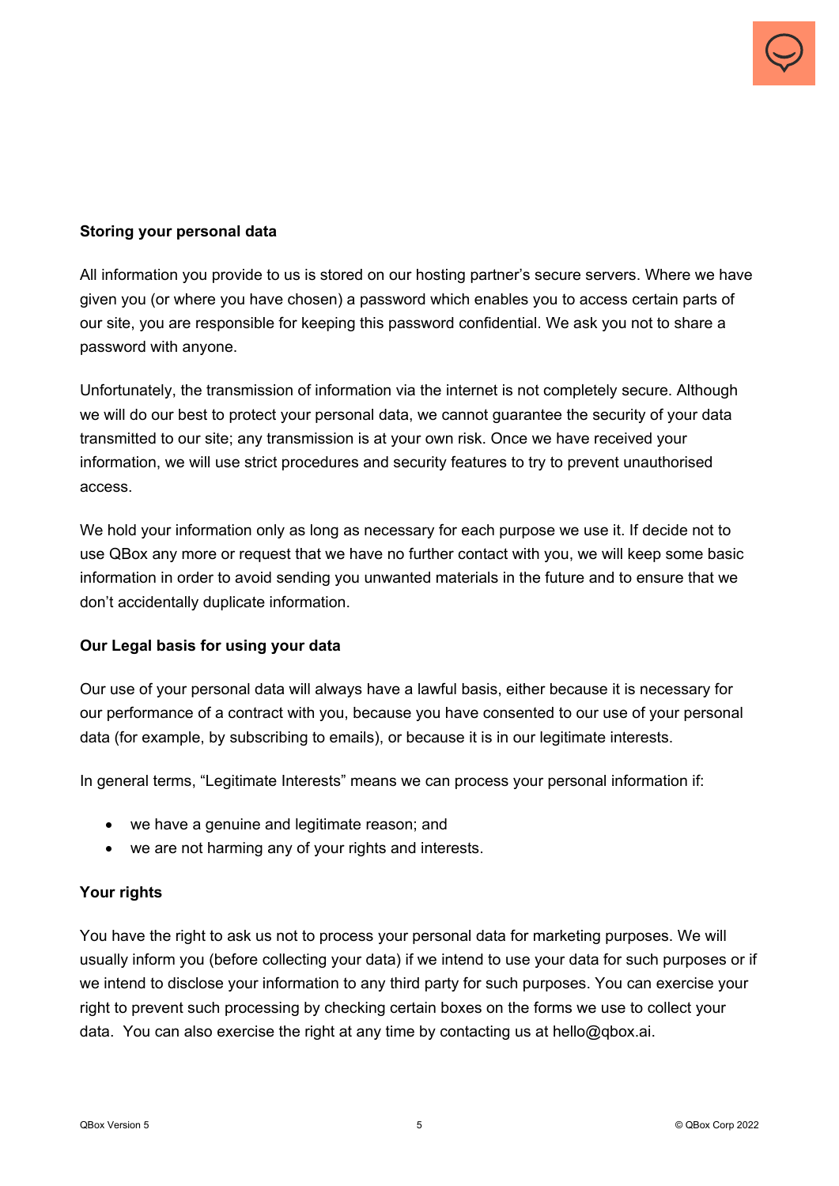**Storing your personal data**

All information you provide to us is stored on our hosting partner's secure servers. Where we have given you (or where you have chosen) a password which enables you to access certain parts of our site, you are responsible for keeping this password confidential. We ask you not to share a password with anyone.

Unfortunately, the transmission of information via the internet is not completely secure. Although we will do our best to protect your personal data, we cannot guarantee the security of your data transmitted to our site; any transmission is at your own risk. Once we have received your information, we will use strict procedures and security features to try to prevent unauthorised access.

We hold your information only as long as necessary for each purpose we use it. If decide not to use QBox any more or request that we have no further contact with you, we will keep some basic information in order to avoid sending you unwanted materials in the future and to ensure that we don't accidentally duplicate information.

**Our Legal basis for using your data**

Our use of your personal data will always have a lawful basis, either because it is necessary for our performance of a contract with you, because you have consented to our use of your personal data (for example, by subscribing to emails), or because it is in our legitimate interests.

In general terms, "Legitimate Interests" means we can process your personal information if:

- we have a genuine and legitimate reason; and
- we are not harming any of your rights and interests.

**Your rights**

You have the right to ask us not to process your personal data for marketing purposes. We will usually inform you (before collecting your data) if we intend to use your data for such purposes or if we intend to disclose your information to any third party for such purposes. You can exercise your right to prevent such processing by checking certain boxes on the forms we use to collect your data. You can also exercise the right at any time by contacting us at hello@qbox.ai.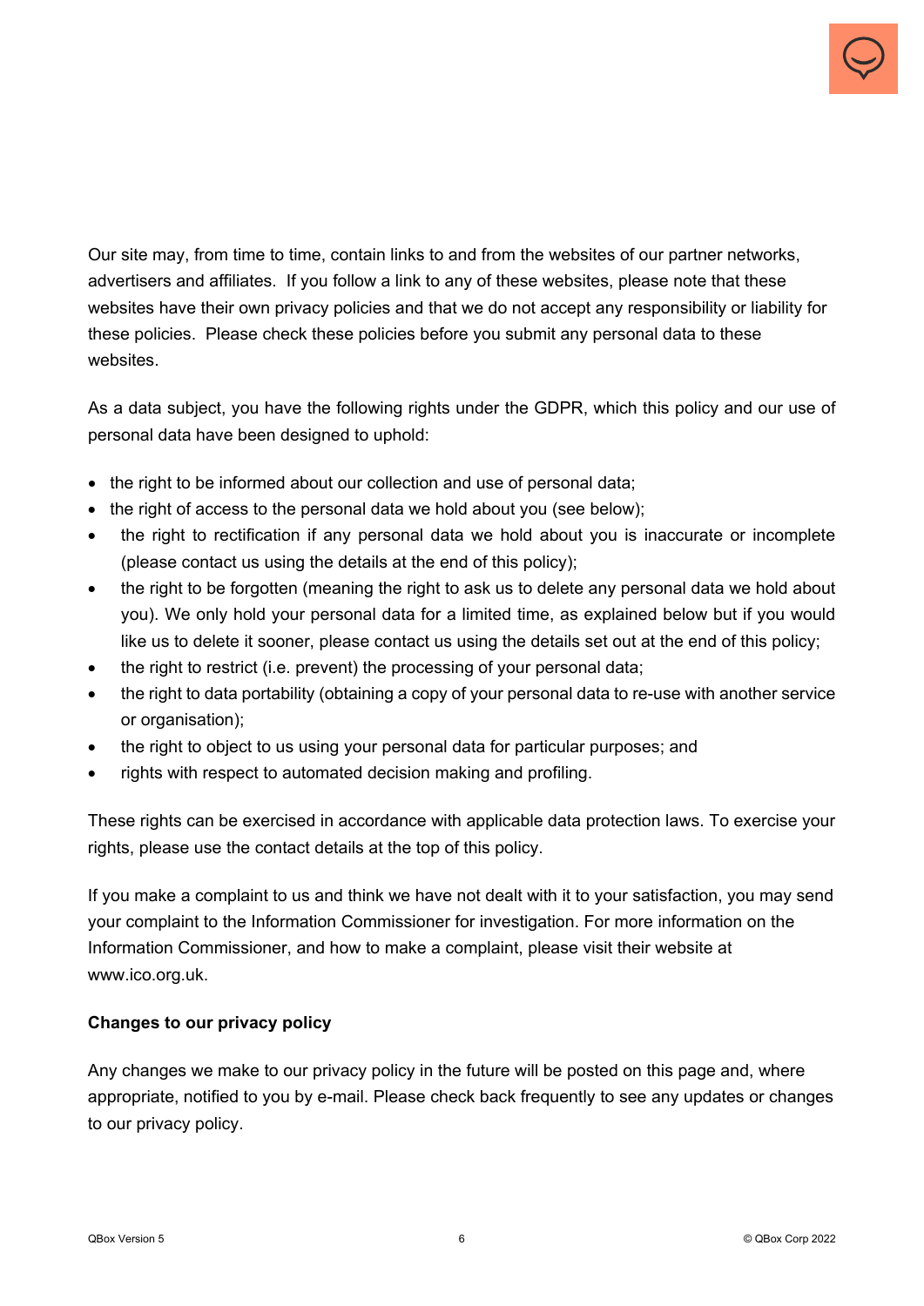Our site may, from time to time, contain links to and from the websites of our partner networks, advertisers and affiliates. If you follow a link to any of these websites, please note that these websites have their own privacy policies and that we do not accept any responsibility or liability for these policies. Please check these policies before you submit any personal data to these websites.

As a data subject, you have the following rights under the GDPR, which this policy and our use of personal data have been designed to uphold:

- the right to be informed about our collection and use of personal data;
- the right of access to the personal data we hold about you (see below);
- the right to rectification if any personal data we hold about you is inaccurate or incomplete (please contact us using the details at the end of this policy);
- the right to be forgotten (meaning the right to ask us to delete any personal data we hold about you). We only hold your personal data for a limited time, as explained below but if you would like us to delete it sooner, please contact us using the details set out at the end of this policy;
- the right to restrict (i.e. prevent) the processing of your personal data;
- the right to data portability (obtaining a copy of your personal data to re-use with another service or organisation);
- the right to object to us using your personal data for particular purposes; and
- rights with respect to automated decision making and profiling.

These rights can be exercised in accordance with applicable data protection laws. To exercise your rights, please use the contact details at the top of this policy.

If you make a complaint to us and think we have not dealt with it to your satisfaction, you may send your complaint to the Information Commissioner for investigation. For more information on the Information Commissioner, and how to make a complaint, please visit their website at www.ico.org.uk.

**Changes to our privacy policy**

Any changes we make to our privacy policy in the future will be posted on this page and, where appropriate, notified to you by e-mail. Please check back frequently to see any updates or changes to our privacy policy.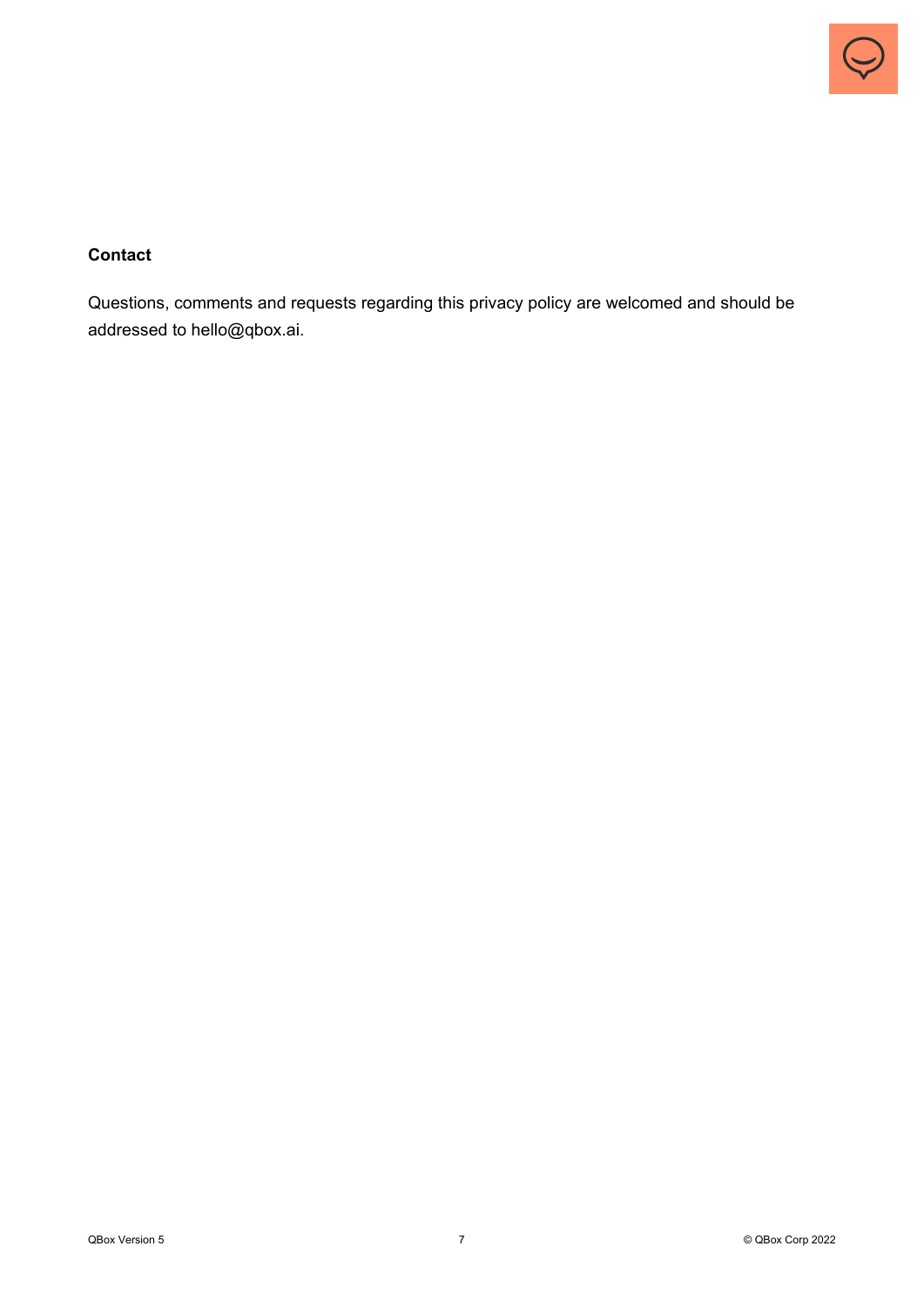**Contact**

Questions, comments and requests regarding this privacy policy are welcomed and should be addressed to hello@qbox.ai.